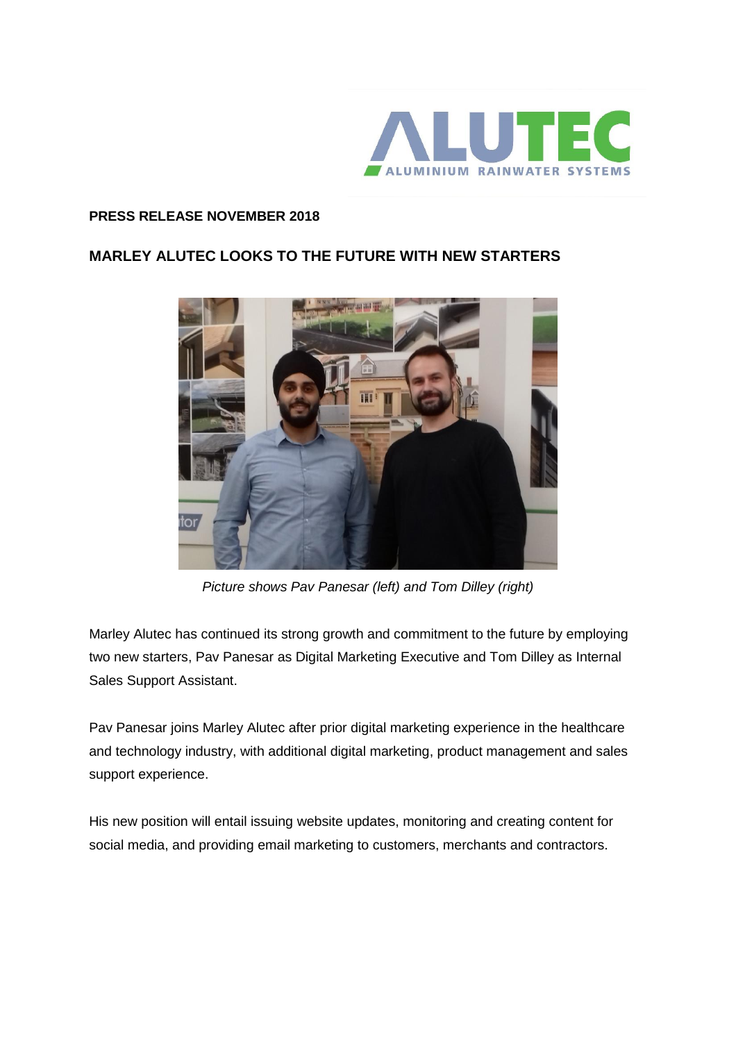**PRESS RELEASE NOVEMBER 2018**

## MARLEY ALUTEC LOOKS TO THE FUTURE WITH NEW STARTERS

*Picture shows Pav Panesar (left) and Tom Dilley (right)*

Marley Alutec has continued its strong growth and commitment to the future by employing two new starters, Pav Panesar as Digital Marketing Executive and Tom Dilley as Internal Sales Support Assistant.

Pav Panesar joins Marley Alutec after prior digital marketing experience in the healthcare and technology industry, with additional digital marketing, product management and sales support experience.

His new position will entail issuing website updates, monitoring and creating content for social media, and providing email marketing to customers, merchants and contractors.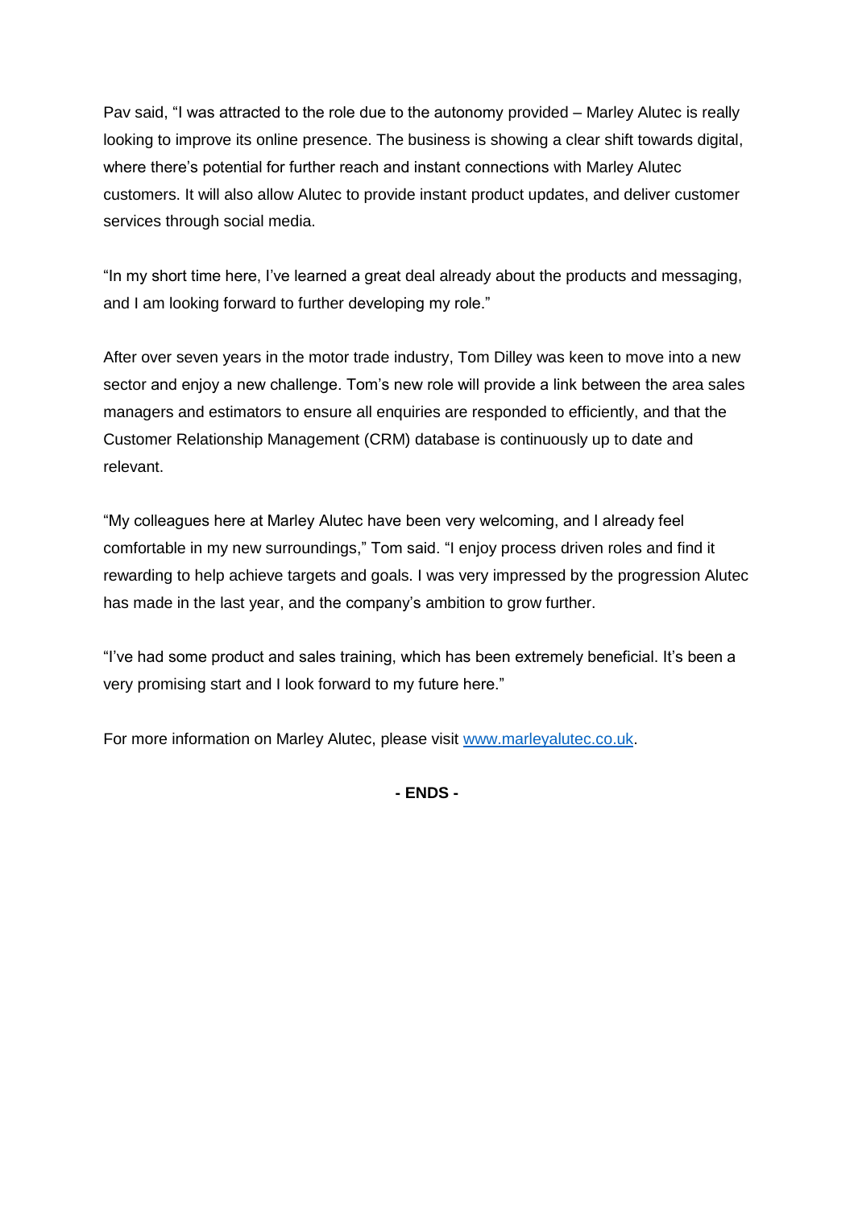Pav said, "I was attracted to the role due to the autonomy provided – Marley Alutec is really looking to improve its online presence. The business is showing a clear shift towards digital, where there's potential for further reach and instant connections with Marley Alutec customers. It will also allow Alutec to provide instant product updates, and deliver customer services through social media.

"In my short time here, I've learned a great deal already about the products and messaging, and I am looking forward to further developing my role."

After over seven years in the motor trade industry, Tom Dilley was keen to move into a new sector and enjoy a new challenge. Tom's new role will provide a link between the area sales managers and estimators to ensure all enquiries are responded to efficiently, and that the Customer Relationship Management (CRM) database is continuously up to date and relevant.

"My colleagues here at Marley Alutec have been very welcoming, and I already feel comfortable in my new surroundings," Tom said. "I enjoy process driven roles and find it rewarding to help achieve targets and goals. I was very impressed by the progression Alutec has made in the last year, and the company's ambition to grow further.

"I've had some product and sales training, which has been extremely beneficial. It's been a very promising start and I look forward to my future here."

For more information on Marley Alutec, please visit [www.marleyalutec.co.uk](http://www.marleyalutec.co.uk).

**- ENDS -**